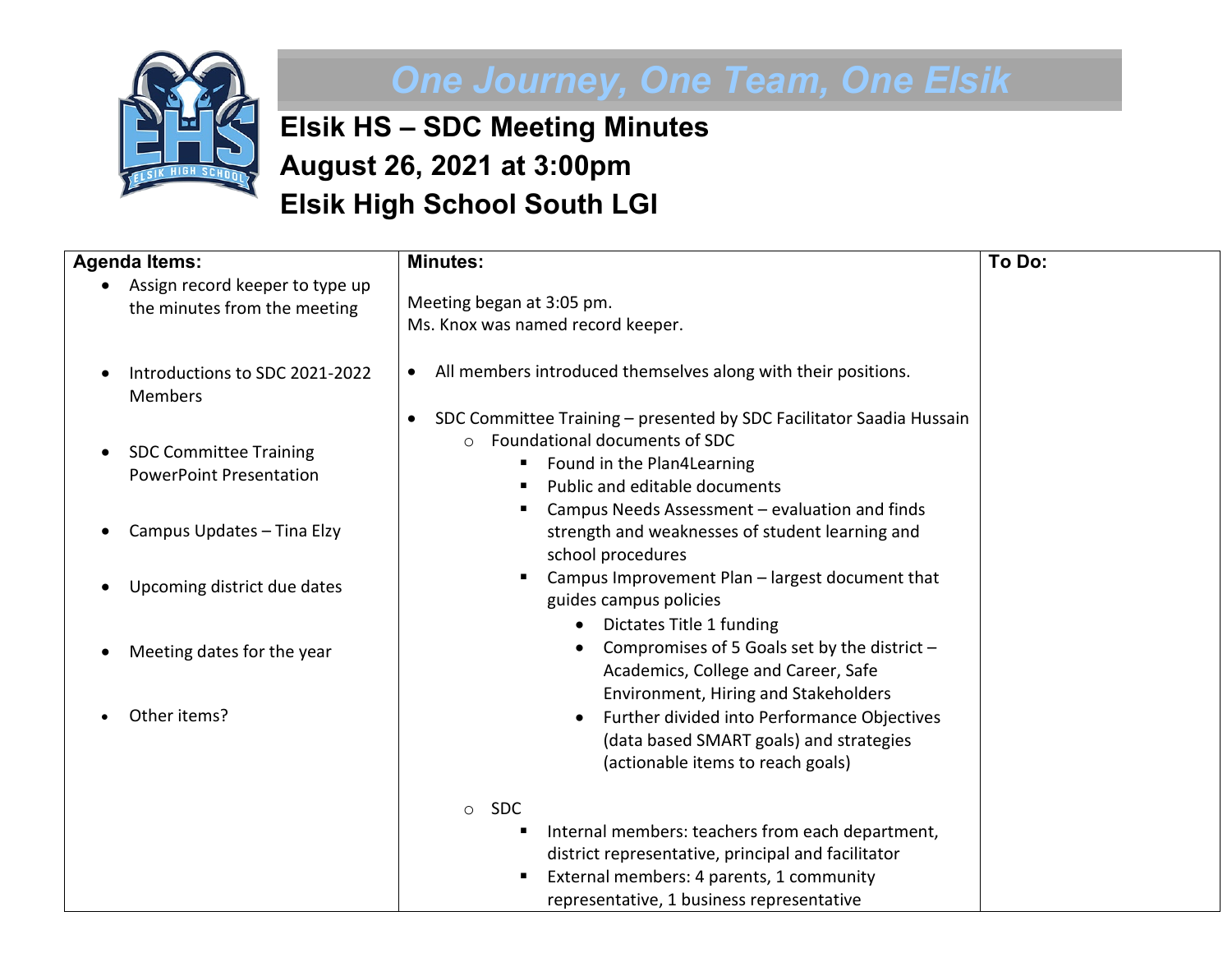**One Journey, One Team, One Elsik**

# Elsik HS – SDC Meeting Minutes
# August 26, 2021 at 3:00pm
# Elsik High School South LGI

| Agenda Items: | Minutes: | To Do: |
|---|---|---|
| • Assign record keeper to type up the minutes from the meeting | Meeting began at 3:05 pm.<br>Ms. Knox was named record keeper. | |
| • Introductions to SDC 2021-2022 Members | • All members introduced themselves along with their positions. | |
| • SDC Committee Training PowerPoint Presentation<br><br>• Campus Updates – Tina Elzy<br><br>• Upcoming district due dates<br><br>• Meeting dates for the year<br><br>• Other items? | • SDC Committee Training – presented by SDC Facilitator Saadia Hussain<br>  ○ Foundational documents of SDC<br>    ▪ Found in the Plan4Learning<br>    ▪ Public and editable documents<br>    ▪ Campus Needs Assessment – evaluation and finds strength and weaknesses of student learning and school procedures<br>    ▪ Campus Improvement Plan – largest document that guides campus policies<br>      • Dictates Title 1 funding<br>      • Compromises of 5 Goals set by the district – Academics, College and Career, Safe Environment, Hiring and Stakeholders<br>      • Further divided into Performance Objectives (data based SMART goals) and strategies (actionable items to reach goals)<br>  ○ SDC<br>    ▪ Internal members: teachers from each department, district representative, principal and facilitator<br>    ▪ External members: 4 parents, 1 community representative, 1 business representative | |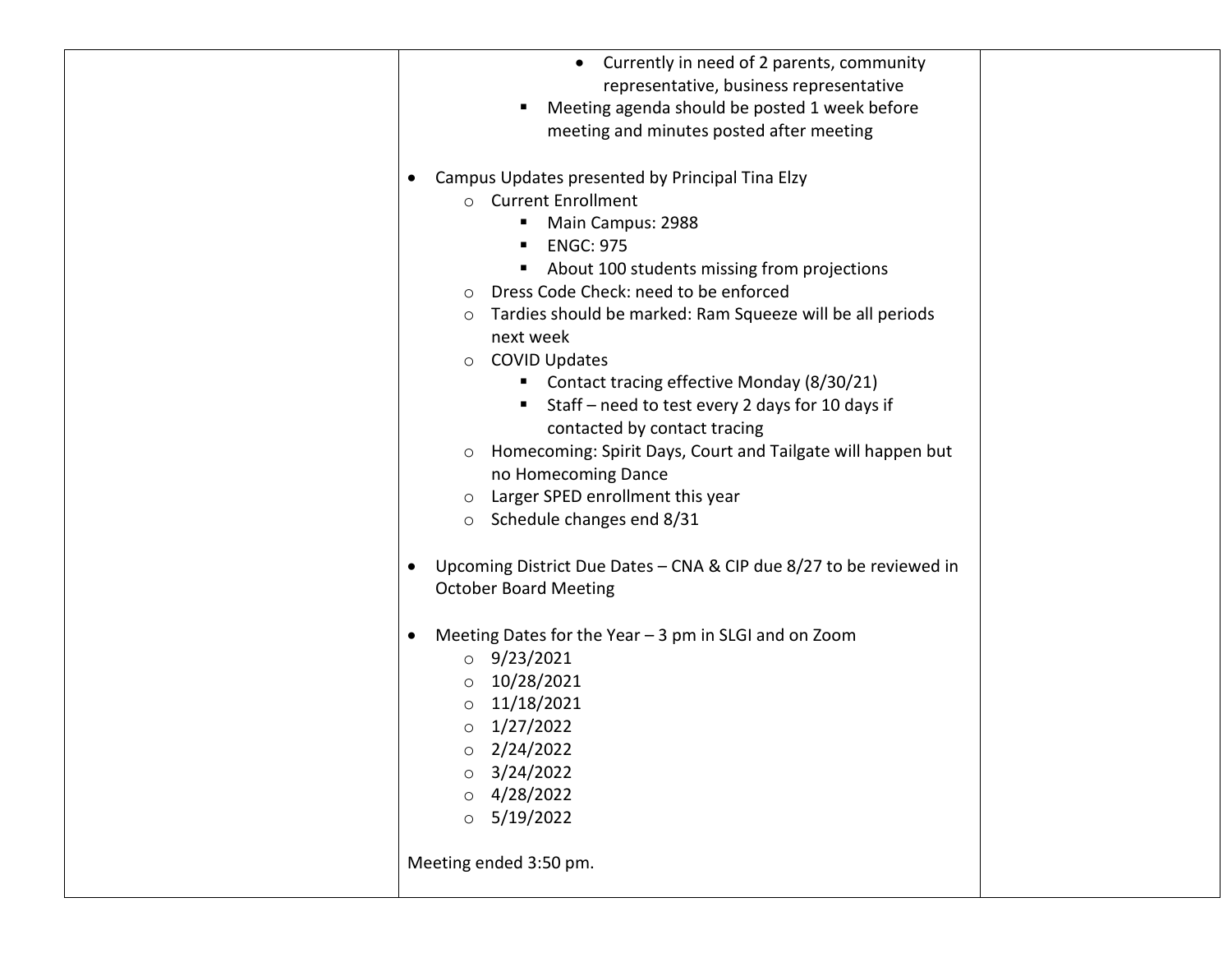| | | |
|---|---|---|
| | • Currently in need of 2 parents, community representative, business representative<br>▪ Meeting agenda should be posted 1 week before meeting and minutes posted after meeting<br><br>• Campus Updates presented by Principal Tina Elzy<br>  ○ Current Enrollment<br>    ▪ Main Campus: 2988<br>    ▪ ENGC: 975<br>    ▪ About 100 students missing from projections<br>  ○ Dress Code Check: need to be enforced<br>  ○ Tardies should be marked: Ram Squeeze will be all periods next week<br>  ○ COVID Updates<br>    ▪ Contact tracing effective Monday (8/30/21)<br>    ▪ Staff – need to test every 2 days for 10 days if contacted by contact tracing<br>  ○ Homecoming: Spirit Days, Court and Tailgate will happen but no Homecoming Dance<br>  ○ Larger SPED enrollment this year<br>  ○ Schedule changes end 8/31<br><br>• Upcoming District Due Dates – CNA & CIP due 8/27 to be reviewed in October Board Meeting<br><br>• Meeting Dates for the Year – 3 pm in SLGI and on Zoom<br>  ○ 9/23/2021<br>  ○ 10/28/2021<br>  ○ 11/18/2021<br>  ○ 1/27/2022<br>  ○ 2/24/2022<br>  ○ 3/24/2022<br>  ○ 4/28/2022<br>  ○ 5/19/2022<br><br>Meeting ended 3:50 pm. | |